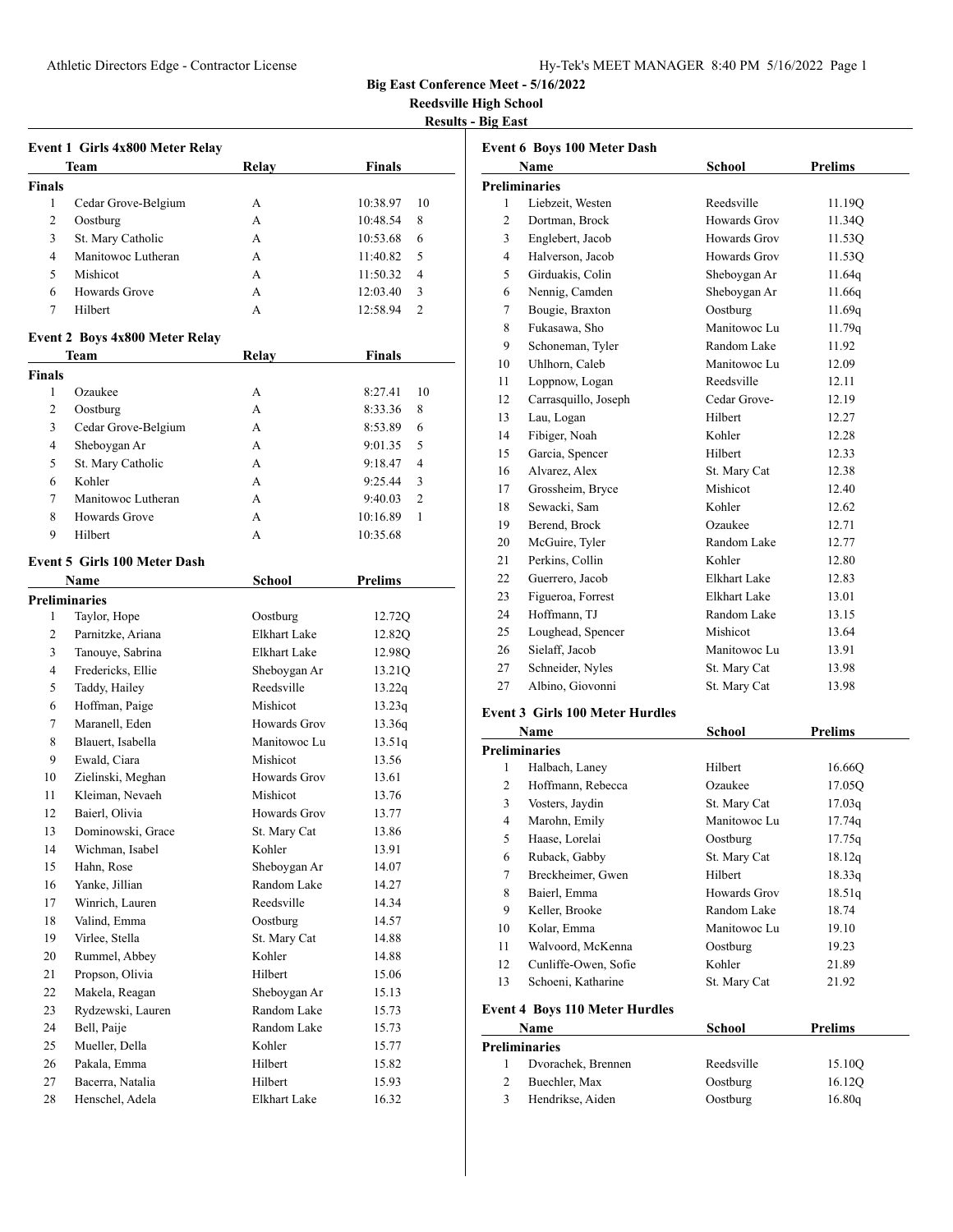**Big East Conference Meet - 5/16/2022**

**Reedsville High School**

**Results - Big East**

### Event 1 Girls 4x800 Meter Relay

| | Team | Relay | Finals | |
|---|---|---|---|---|
| **Finals** | | | | |
| 1 | Cedar Grove-Belgium | A | 10:38.97 | 10 |
| 2 | Oostburg | A | 10:48.54 | 8 |
| 3 | St. Mary Catholic | A | 10:53.68 | 6 |
| 4 | Manitowoc Lutheran | A | 11:40.82 | 5 |
| 5 | Mishicot | A | 11:50.32 | 4 |
| 6 | Howards Grove | A | 12:03.40 | 3 |
| 7 | Hilbert | A | 12:58.94 | 2 |

### Event 2 Boys 4x800 Meter Relay

| | Team | Relay | Finals | |
|---|---|---|---|---|
| **Finals** | | | | |
| 1 | Ozaukee | A | 8:27.41 | 10 |
| 2 | Oostburg | A | 8:33.36 | 8 |
| 3 | Cedar Grove-Belgium | A | 8:53.89 | 6 |
| 4 | Sheboygan Ar | A | 9:01.35 | 5 |
| 5 | St. Mary Catholic | A | 9:18.47 | 4 |
| 6 | Kohler | A | 9:25.44 | 3 |
| 7 | Manitowoc Lutheran | A | 9:40.03 | 2 |
| 8 | Howards Grove | A | 10:16.89 | 1 |
| 9 | Hilbert | A | 10:35.68 | |

### Event 5 Girls 100 Meter Dash

| | Name | School | Prelims |
|---|---|---|---|
| **Preliminaries** | | | |
| 1 | Taylor, Hope | Oostburg | 12.72Q |
| 2 | Parnitzke, Ariana | Elkhart Lake | 12.82Q |
| 3 | Tanouye, Sabrina | Elkhart Lake | 12.98Q |
| 4 | Fredericks, Ellie | Sheboygan Ar | 13.21Q |
| 5 | Taddy, Hailey | Reedsville | 13.22q |
| 6 | Hoffman, Paige | Mishicot | 13.23q |
| 7 | Maranell, Eden | Howards Grov | 13.36q |
| 8 | Blauert, Isabella | Manitowoc Lu | 13.51q |
| 9 | Ewald, Ciara | Mishicot | 13.56 |
| 10 | Zielinski, Meghan | Howards Grov | 13.61 |
| 11 | Kleiman, Nevaeh | Mishicot | 13.76 |
| 12 | Baierl, Olivia | Howards Grov | 13.77 |
| 13 | Dominowski, Grace | St. Mary Cat | 13.86 |
| 14 | Wichman, Isabel | Kohler | 13.91 |
| 15 | Hahn, Rose | Sheboygan Ar | 14.07 |
| 16 | Yanke, Jillian | Random Lake | 14.27 |
| 17 | Winrich, Lauren | Reedsville | 14.34 |
| 18 | Valind, Emma | Oostburg | 14.57 |
| 19 | Virlee, Stella | St. Mary Cat | 14.88 |
| 20 | Rummel, Abbey | Kohler | 14.88 |
| 21 | Propson, Olivia | Hilbert | 15.06 |
| 22 | Makela, Reagan | Sheboygan Ar | 15.13 |
| 23 | Rydzewski, Lauren | Random Lake | 15.73 |
| 24 | Bell, Paije | Random Lake | 15.73 |
| 25 | Mueller, Della | Kohler | 15.77 |
| 26 | Pakala, Emma | Hilbert | 15.82 |
| 27 | Bacerra, Natalia | Hilbert | 15.93 |
| 28 | Henschel, Adela | Elkhart Lake | 16.32 |

### Event 6 Boys 100 Meter Dash

| | Name | School | Prelims |
|---|---|---|---|
| **Preliminaries** | | | |
| 1 | Liebzeit, Westen | Reedsville | 11.19Q |
| 2 | Dortman, Brock | Howards Grov | 11.34Q |
| 3 | Englebert, Jacob | Howards Grov | 11.53Q |
| 4 | Halverson, Jacob | Howards Grov | 11.53Q |
| 5 | Girduakis, Colin | Sheboygan Ar | 11.64q |
| 6 | Nennig, Camden | Sheboygan Ar | 11.66q |
| 7 | Bougie, Braxton | Oostburg | 11.69q |
| 8 | Fukasawa, Sho | Manitowoc Lu | 11.79q |
| 9 | Schoneman, Tyler | Random Lake | 11.92 |
| 10 | Uhlhorn, Caleb | Manitowoc Lu | 12.09 |
| 11 | Loppnow, Logan | Reedsville | 12.11 |
| 12 | Carrasquillo, Joseph | Cedar Grove- | 12.19 |
| 13 | Lau, Logan | Hilbert | 12.27 |
| 14 | Fibiger, Noah | Kohler | 12.28 |
| 15 | Garcia, Spencer | Hilbert | 12.33 |
| 16 | Alvarez, Alex | St. Mary Cat | 12.38 |
| 17 | Grossheim, Bryce | Mishicot | 12.40 |
| 18 | Sewacki, Sam | Kohler | 12.62 |
| 19 | Berend, Brock | Ozaukee | 12.71 |
| 20 | McGuire, Tyler | Random Lake | 12.77 |
| 21 | Perkins, Collin | Kohler | 12.80 |
| 22 | Guerrero, Jacob | Elkhart Lake | 12.83 |
| 23 | Figueroa, Forrest | Elkhart Lake | 13.01 |
| 24 | Hoffmann, TJ | Random Lake | 13.15 |
| 25 | Loughead, Spencer | Mishicot | 13.64 |
| 26 | Sielaff, Jacob | Manitowoc Lu | 13.91 |
| 27 | Schneider, Nyles | St. Mary Cat | 13.98 |
| 27 | Albino, Giovonni | St. Mary Cat | 13.98 |

### Event 3 Girls 100 Meter Hurdles

| | Name | School | Prelims |
|---|---|---|---|
| **Preliminaries** | | | |
| 1 | Halbach, Laney | Hilbert | 16.66Q |
| 2 | Hoffmann, Rebecca | Ozaukee | 17.05Q |
| 3 | Vosters, Jaydin | St. Mary Cat | 17.03q |
| 4 | Marohn, Emily | Manitowoc Lu | 17.74q |
| 5 | Haase, Lorelai | Oostburg | 17.75q |
| 6 | Ruback, Gabby | St. Mary Cat | 18.12q |
| 7 | Breckheimer, Gwen | Hilbert | 18.33q |
| 8 | Baierl, Emma | Howards Grov | 18.51q |
| 9 | Keller, Brooke | Random Lake | 18.74 |
| 10 | Kolar, Emma | Manitowoc Lu | 19.10 |
| 11 | Walvoord, McKenna | Oostburg | 19.23 |
| 12 | Cunliffe-Owen, Sofie | Kohler | 21.89 |
| 13 | Schoeni, Katharine | St. Mary Cat | 21.92 |

### Event 4 Boys 110 Meter Hurdles

| | Name | School | Prelims |
|---|---|---|---|
| **Preliminaries** | | | |
| 1 | Dvorachek, Brennen | Reedsville | 15.10Q |
| 2 | Buechler, Max | Oostburg | 16.12Q |
| 3 | Hendrikse, Aiden | Oostburg | 16.80q |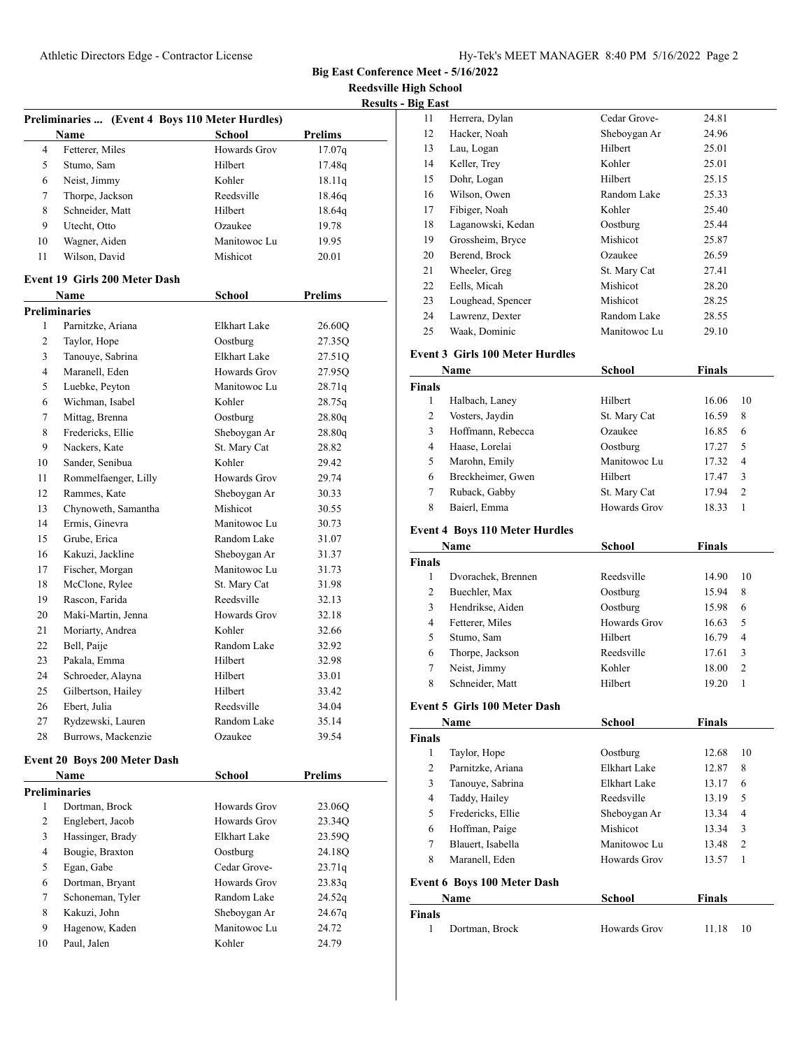## Big East Conference Meet - 5/16/2022

### Reedsville High School

### Results - Big East

#### Preliminaries ... (Event 4 Boys 110 Meter Hurdles)

| | Name | School | Prelims |
|---|---|---|---|
| 4 | Fetterer, Miles | Howards Grov | 17.07q |
| 5 | Stumo, Sam | Hilbert | 17.48q |
| 6 | Neist, Jimmy | Kohler | 18.11q |
| 7 | Thorpe, Jackson | Reedsville | 18.46q |
| 8 | Schneider, Matt | Hilbert | 18.64q |
| 9 | Utecht, Otto | Ozaukee | 19.78 |
| 10 | Wagner, Aiden | Manitowoc Lu | 19.95 |
| 11 | Wilson, David | Mishicot | 20.01 |

#### Event 19 Girls 200 Meter Dash

| | Name | School | Prelims |
|---|---|---|---|
| **Preliminaries** | | | |
| 1 | Parnitzke, Ariana | Elkhart Lake | 26.60Q |
| 2 | Taylor, Hope | Oostburg | 27.35Q |
| 3 | Tanouye, Sabrina | Elkhart Lake | 27.51Q |
| 4 | Maranell, Eden | Howards Grov | 27.95Q |
| 5 | Luebke, Peyton | Manitowoc Lu | 28.71q |
| 6 | Wichman, Isabel | Kohler | 28.75q |
| 7 | Mittag, Brenna | Oostburg | 28.80q |
| 8 | Fredericks, Ellie | Sheboygan Ar | 28.80q |
| 9 | Nackers, Kate | St. Mary Cat | 28.82 |
| 10 | Sander, Senibua | Kohler | 29.42 |
| 11 | Rommelfaenger, Lilly | Howards Grov | 29.74 |
| 12 | Rammes, Kate | Sheboygan Ar | 30.33 |
| 13 | Chynoweth, Samantha | Mishicot | 30.55 |
| 14 | Ermis, Ginevra | Manitowoc Lu | 30.73 |
| 15 | Grube, Erica | Random Lake | 31.07 |
| 16 | Kakuzi, Jackline | Sheboygan Ar | 31.37 |
| 17 | Fischer, Morgan | Manitowoc Lu | 31.73 |
| 18 | McClone, Rylee | St. Mary Cat | 31.98 |
| 19 | Rascon, Farida | Reedsville | 32.13 |
| 20 | Maki-Martin, Jenna | Howards Grov | 32.18 |
| 21 | Moriarty, Andrea | Kohler | 32.66 |
| 22 | Bell, Paije | Random Lake | 32.92 |
| 23 | Pakala, Emma | Hilbert | 32.98 |
| 24 | Schroeder, Alayna | Hilbert | 33.01 |
| 25 | Gilbertson, Hailey | Hilbert | 33.42 |
| 26 | Ebert, Julia | Reedsville | 34.04 |
| 27 | Rydzewski, Lauren | Random Lake | 35.14 |
| 28 | Burrows, Mackenzie | Ozaukee | 39.54 |

#### Event 20 Boys 200 Meter Dash

| | Name | School | Prelims |
|---|---|---|---|
| **Preliminaries** | | | |
| 1 | Dortman, Brock | Howards Grov | 23.06Q |
| 2 | Englebert, Jacob | Howards Grov | 23.34Q |
| 3 | Hassinger, Brady | Elkhart Lake | 23.59Q |
| 4 | Bougie, Braxton | Oostburg | 24.18Q |
| 5 | Egan, Gabe | Cedar Grove- | 23.71q |
| 6 | Dortman, Bryant | Howards Grov | 23.83q |
| 7 | Schoneman, Tyler | Random Lake | 24.52q |
| 8 | Kakuzi, John | Sheboygan Ar | 24.67q |
| 9 | Hagenow, Kaden | Manitowoc Lu | 24.72 |
| 10 | Paul, Jalen | Kohler | 24.79 |
| 11 | Herrera, Dylan | Cedar Grove- | 24.81 |
| 12 | Hacker, Noah | Sheboygan Ar | 24.96 |
| 13 | Lau, Logan | Hilbert | 25.01 |
| 14 | Keller, Trey | Kohler | 25.01 |
| 15 | Dohr, Logan | Hilbert | 25.15 |
| 16 | Wilson, Owen | Random Lake | 25.33 |
| 17 | Fibiger, Noah | Kohler | 25.40 |
| 18 | Laganowski, Kedan | Oostburg | 25.44 |
| 19 | Grossheim, Bryce | Mishicot | 25.87 |
| 20 | Berend, Brock | Ozaukee | 26.59 |
| 21 | Wheeler, Greg | St. Mary Cat | 27.41 |
| 22 | Eells, Micah | Mishicot | 28.20 |
| 23 | Loughead, Spencer | Mishicot | 28.25 |
| 24 | Lawrenz, Dexter | Random Lake | 28.55 |
| 25 | Waak, Dominic | Manitowoc Lu | 29.10 |

#### Event 3 Girls 100 Meter Hurdles

| | Name | School | Finals | |
|---|---|---|---|---|
| **Finals** | | | | |
| 1 | Halbach, Laney | Hilbert | 16.06 | 10 |
| 2 | Vosters, Jaydin | St. Mary Cat | 16.59 | 8 |
| 3 | Hoffmann, Rebecca | Ozaukee | 16.85 | 6 |
| 4 | Haase, Lorelai | Oostburg | 17.27 | 5 |
| 5 | Marohn, Emily | Manitowoc Lu | 17.32 | 4 |
| 6 | Breckheimer, Gwen | Hilbert | 17.47 | 3 |
| 7 | Ruback, Gabby | St. Mary Cat | 17.94 | 2 |
| 8 | Baierl, Emma | Howards Grov | 18.33 | 1 |

#### Event 4 Boys 110 Meter Hurdles

| | Name | School | Finals | |
|---|---|---|---|---|
| **Finals** | | | | |
| 1 | Dvorachek, Brennen | Reedsville | 14.90 | 10 |
| 2 | Buechler, Max | Oostburg | 15.94 | 8 |
| 3 | Hendrikse, Aiden | Oostburg | 15.98 | 6 |
| 4 | Fetterer, Miles | Howards Grov | 16.63 | 5 |
| 5 | Stumo, Sam | Hilbert | 16.79 | 4 |
| 6 | Thorpe, Jackson | Reedsville | 17.61 | 3 |
| 7 | Neist, Jimmy | Kohler | 18.00 | 2 |
| 8 | Schneider, Matt | Hilbert | 19.20 | 1 |

#### Event 5 Girls 100 Meter Dash

| | Name | School | Finals | |
|---|---|---|---|---|
| **Finals** | | | | |
| 1 | Taylor, Hope | Oostburg | 12.68 | 10 |
| 2 | Parnitzke, Ariana | Elkhart Lake | 12.87 | 8 |
| 3 | Tanouye, Sabrina | Elkhart Lake | 13.17 | 6 |
| 4 | Taddy, Hailey | Reedsville | 13.19 | 5 |
| 5 | Fredericks, Ellie | Sheboygan Ar | 13.34 | 4 |
| 6 | Hoffman, Paige | Mishicot | 13.34 | 3 |
| 7 | Blauert, Isabella | Manitowoc Lu | 13.48 | 2 |
| 8 | Maranell, Eden | Howards Grov | 13.57 | 1 |

#### Event 6 Boys 100 Meter Dash

| | Name | School | Finals | |
|---|---|---|---|---|
| **Finals** | | | | |
| 1 | Dortman, Brock | Howards Grov | 11.18 | 10 |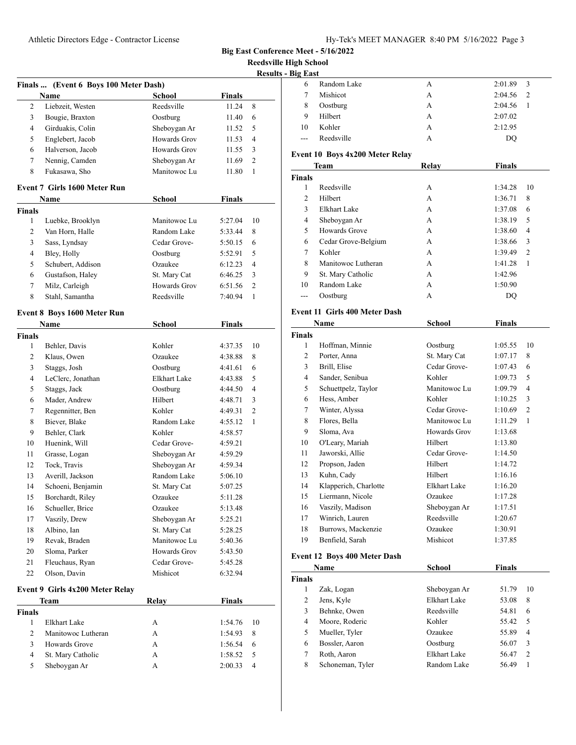**Big East Conference Meet - 5/16/2022**
**Reedsville High School**
**Results - Big East**

### Finals ... (Event 6 Boys 100 Meter Dash)

| | Name | School | Finals | |
|---|---|---|---|---|
| 2 | Liebzeit, Westen | Reedsville | 11.24 | 8 |
| 3 | Bougie, Braxton | Oostburg | 11.40 | 6 |
| 4 | Girduakis, Colin | Sheboygan Ar | 11.52 | 5 |
| 5 | Englebert, Jacob | Howards Grov | 11.53 | 4 |
| 6 | Halverson, Jacob | Howards Grov | 11.55 | 3 |
| 7 | Nennig, Camden | Sheboygan Ar | 11.69 | 2 |
| 8 | Fukasawa, Sho | Manitowoc Lu | 11.80 | 1 |

### Event 7 Girls 1600 Meter Run

| | Name | School | Finals | |
|---|---|---|---|---|
| **Finals** | | | | |
| 1 | Luebke, Brooklyn | Manitowoc Lu | 5:27.04 | 10 |
| 2 | Van Horn, Halle | Random Lake | 5:33.44 | 8 |
| 3 | Sass, Lyndsay | Cedar Grove- | 5:50.15 | 6 |
| 4 | Bley, Holly | Oostburg | 5:52.91 | 5 |
| 5 | Schubert, Addison | Ozaukee | 6:12.23 | 4 |
| 6 | Gustafson, Haley | St. Mary Cat | 6:46.25 | 3 |
| 7 | Milz, Carleigh | Howards Grov | 6:51.56 | 2 |
| 8 | Stahl, Samantha | Reedsville | 7:40.94 | 1 |

### Event 8 Boys 1600 Meter Run

| | Name | School | Finals | |
|---|---|---|---|---|
| **Finals** | | | | |
| 1 | Behler, Davis | Kohler | 4:37.35 | 10 |
| 2 | Klaus, Owen | Ozaukee | 4:38.88 | 8 |
| 3 | Staggs, Josh | Oostburg | 4:41.61 | 6 |
| 4 | LeClerc, Jonathan | Elkhart Lake | 4:43.88 | 5 |
| 5 | Staggs, Jack | Oostburg | 4:44.50 | 4 |
| 6 | Mader, Andrew | Hilbert | 4:48.71 | 3 |
| 7 | Regennitter, Ben | Kohler | 4:49.31 | 2 |
| 8 | Biever, Blake | Random Lake | 4:55.12 | 1 |
| 9 | Behler, Clark | Kohler | 4:58.57 | |
| 10 | Huenink, Will | Cedar Grove- | 4:59.21 | |
| 11 | Grasse, Logan | Sheboygan Ar | 4:59.29 | |
| 12 | Tock, Travis | Sheboygan Ar | 4:59.34 | |
| 13 | Averill, Jackson | Random Lake | 5:06.10 | |
| 14 | Schoeni, Benjamin | St. Mary Cat | 5:07.25 | |
| 15 | Borchardt, Riley | Ozaukee | 5:11.28 | |
| 16 | Schueller, Brice | Ozaukee | 5:13.48 | |
| 17 | Vaszily, Drew | Sheboygan Ar | 5:25.21 | |
| 18 | Albino, Ian | St. Mary Cat | 5:28.25 | |
| 19 | Revak, Braden | Manitowoc Lu | 5:40.36 | |
| 20 | Sloma, Parker | Howards Grov | 5:43.50 | |
| 21 | Fleuchaus, Ryan | Cedar Grove- | 5:45.28 | |
| 22 | Olson, Davin | Mishicot | 6:32.94 | |

### Event 9 Girls 4x200 Meter Relay

| | Team | Relay | Finals | |
|---|---|---|---|---|
| **Finals** | | | | |
| 1 | Elkhart Lake | A | 1:54.76 | 10 |
| 2 | Manitowoc Lutheran | A | 1:54.93 | 8 |
| 3 | Howards Grove | A | 1:56.54 | 6 |
| 4 | St. Mary Catholic | A | 1:58.52 | 5 |
| 5 | Sheboygan Ar | A | 2:00.33 | 4 |
| 6 | Random Lake | A | 2:01.89 | 3 |
| 7 | Mishicot | A | 2:04.56 | 2 |
| 8 | Oostburg | A | 2:04.56 | 1 |
| 9 | Hilbert | A | 2:07.02 | |
| 10 | Kohler | A | 2:12.95 | |
| --- | Reedsville | A | DQ | |

### Event 10 Boys 4x200 Meter Relay

| | Team | Relay | Finals | |
|---|---|---|---|---|
| **Finals** | | | | |
| 1 | Reedsville | A | 1:34.28 | 10 |
| 2 | Hilbert | A | 1:36.71 | 8 |
| 3 | Elkhart Lake | A | 1:37.08 | 6 |
| 4 | Sheboygan Ar | A | 1:38.19 | 5 |
| 5 | Howards Grove | A | 1:38.60 | 4 |
| 6 | Cedar Grove-Belgium | A | 1:38.66 | 3 |
| 7 | Kohler | A | 1:39.49 | 2 |
| 8 | Manitowoc Lutheran | A | 1:41.28 | 1 |
| 9 | St. Mary Catholic | A | 1:42.96 | |
| 10 | Random Lake | A | 1:50.90 | |
| --- | Oostburg | A | DQ | |

### Event 11 Girls 400 Meter Dash

| | Name | School | Finals | |
|---|---|---|---|---|
| **Finals** | | | | |
| 1 | Hoffman, Minnie | Oostburg | 1:05.55 | 10 |
| 2 | Porter, Anna | St. Mary Cat | 1:07.17 | 8 |
| 3 | Brill, Elise | Cedar Grove- | 1:07.43 | 6 |
| 4 | Sander, Senibua | Kohler | 1:09.73 | 5 |
| 5 | Schuettpelz, Taylor | Manitowoc Lu | 1:09.79 | 4 |
| 6 | Hess, Amber | Kohler | 1:10.25 | 3 |
| 7 | Winter, Alyssa | Cedar Grove- | 1:10.69 | 2 |
| 8 | Flores, Bella | Manitowoc Lu | 1:11.29 | 1 |
| 9 | Sloma, Ava | Howards Grov | 1:13.68 | |
| 10 | O'Leary, Mariah | Hilbert | 1:13.80 | |
| 11 | Jaworski, Allie | Cedar Grove- | 1:14.50 | |
| 12 | Propson, Jaden | Hilbert | 1:14.72 | |
| 13 | Kuhn, Cady | Hilbert | 1:16.16 | |
| 14 | Klapperich, Charlotte | Elkhart Lake | 1:16.20 | |
| 15 | Liermann, Nicole | Ozaukee | 1:17.28 | |
| 16 | Vaszily, Madison | Sheboygan Ar | 1:17.51 | |
| 17 | Winrich, Lauren | Reedsville | 1:20.67 | |
| 18 | Burrows, Mackenzie | Ozaukee | 1:30.91 | |
| 19 | Benfield, Sarah | Mishicot | 1:37.85 | |

### Event 12 Boys 400 Meter Dash

| | Name | School | Finals | |
|---|---|---|---|---|
| **Finals** | | | | |
| 1 | Zak, Logan | Sheboygan Ar | 51.79 | 10 |
| 2 | Jens, Kyle | Elkhart Lake | 53.08 | 8 |
| 3 | Behnke, Owen | Reedsville | 54.81 | 6 |
| 4 | Moore, Roderic | Kohler | 55.42 | 5 |
| 5 | Mueller, Tyler | Ozaukee | 55.89 | 4 |
| 6 | Bossler, Aaron | Oostburg | 56.07 | 3 |
| 7 | Roth, Aaron | Elkhart Lake | 56.47 | 2 |
| 8 | Schoneman, Tyler | Random Lake | 56.49 | 1 |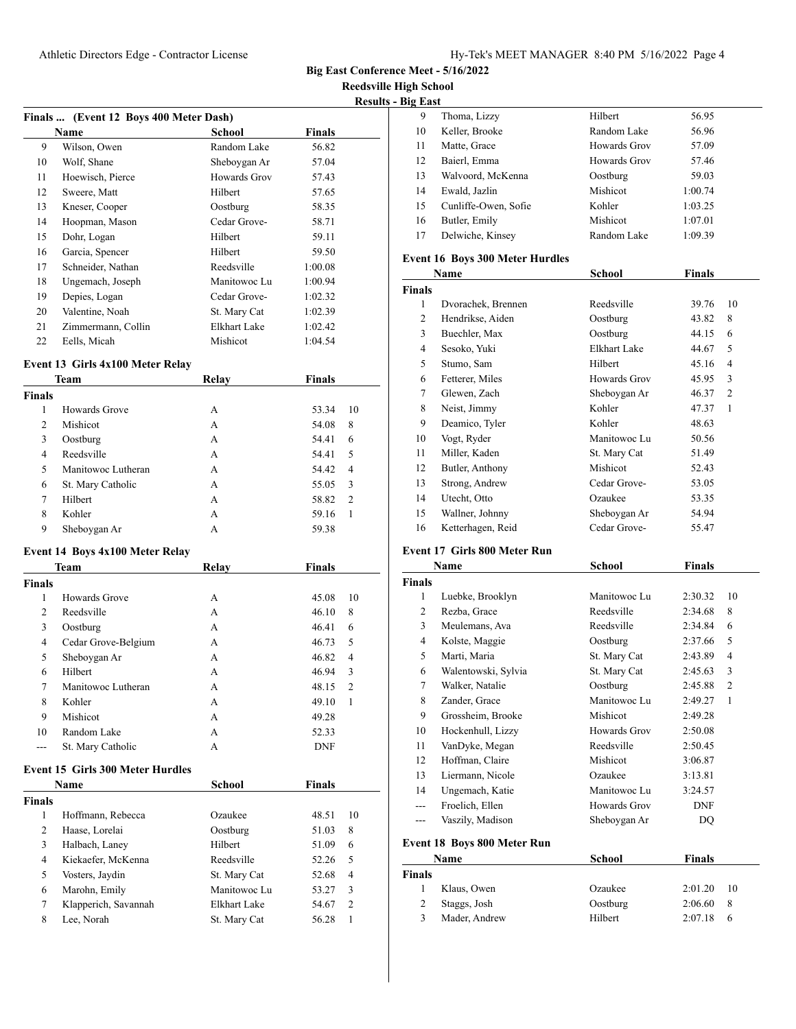## Big East Conference Meet - 5/16/2022

**Reedsville High School**

**Results - Big East**

### Finals ... (Event 12 Boys 400 Meter Dash)

| | Name | School | Finals | |
|---|---|---|---|---|
| 9 | Wilson, Owen | Random Lake | 56.82 | |
| 10 | Wolf, Shane | Sheboygan Ar | 57.04 | |
| 11 | Hoewisch, Pierce | Howards Grov | 57.43 | |
| 12 | Sweere, Matt | Hilbert | 57.65 | |
| 13 | Kneser, Cooper | Oostburg | 58.35 | |
| 14 | Hoopman, Mason | Cedar Grove- | 58.71 | |
| 15 | Dohr, Logan | Hilbert | 59.11 | |
| 16 | Garcia, Spencer | Hilbert | 59.50 | |
| 17 | Schneider, Nathan | Reedsville | 1:00.08 | |
| 18 | Ungemach, Joseph | Manitowoc Lu | 1:00.94 | |
| 19 | Depies, Logan | Cedar Grove- | 1:02.32 | |
| 20 | Valentine, Noah | St. Mary Cat | 1:02.39 | |
| 21 | Zimmermann, Collin | Elkhart Lake | 1:02.42 | |
| 22 | Eells, Micah | Mishicot | 1:04.54 | |

### Event 13 Girls 4x100 Meter Relay

| | Team | Relay | Finals | |
|---|---|---|---|---|
| **Finals** | | | | |
| 1 | Howards Grove | A | 53.34 | 10 |
| 2 | Mishicot | A | 54.08 | 8 |
| 3 | Oostburg | A | 54.41 | 6 |
| 4 | Reedsville | A | 54.41 | 5 |
| 5 | Manitowoc Lutheran | A | 54.42 | 4 |
| 6 | St. Mary Catholic | A | 55.05 | 3 |
| 7 | Hilbert | A | 58.82 | 2 |
| 8 | Kohler | A | 59.16 | 1 |
| 9 | Sheboygan Ar | A | 59.38 | |

### Event 14 Boys 4x100 Meter Relay

| | Team | Relay | Finals | |
|---|---|---|---|---|
| **Finals** | | | | |
| 1 | Howards Grove | A | 45.08 | 10 |
| 2 | Reedsville | A | 46.10 | 8 |
| 3 | Oostburg | A | 46.41 | 6 |
| 4 | Cedar Grove-Belgium | A | 46.73 | 5 |
| 5 | Sheboygan Ar | A | 46.82 | 4 |
| 6 | Hilbert | A | 46.94 | 3 |
| 7 | Manitowoc Lutheran | A | 48.15 | 2 |
| 8 | Kohler | A | 49.10 | 1 |
| 9 | Mishicot | A | 49.28 | |
| 10 | Random Lake | A | 52.33 | |
| --- | St. Mary Catholic | A | DNF | |

### Event 15 Girls 300 Meter Hurdles

| | Name | School | Finals | |
|---|---|---|---|---|
| **Finals** | | | | |
| 1 | Hoffmann, Rebecca | Ozaukee | 48.51 | 10 |
| 2 | Haase, Lorelai | Oostburg | 51.03 | 8 |
| 3 | Halbach, Laney | Hilbert | 51.09 | 6 |
| 4 | Kiekaefer, McKenna | Reedsville | 52.26 | 5 |
| 5 | Vosters, Jaydin | St. Mary Cat | 52.68 | 4 |
| 6 | Marohn, Emily | Manitowoc Lu | 53.27 | 3 |
| 7 | Klapperich, Savannah | Elkhart Lake | 54.67 | 2 |
| 8 | Lee, Norah | St. Mary Cat | 56.28 | 1 |
| 9 | Thoma, Lizzy | Hilbert | 56.95 | |
| 10 | Keller, Brooke | Random Lake | 56.96 | |
| 11 | Matte, Grace | Howards Grov | 57.09 | |
| 12 | Baierl, Emma | Howards Grov | 57.46 | |
| 13 | Walvoord, McKenna | Oostburg | 59.03 | |
| 14 | Ewald, Jazlin | Mishicot | 1:00.74 | |
| 15 | Cunliffe-Owen, Sofie | Kohler | 1:03.25 | |
| 16 | Butler, Emily | Mishicot | 1:07.01 | |
| 17 | Delwiche, Kinsey | Random Lake | 1:09.39 | |

### Event 16 Boys 300 Meter Hurdles

| | Name | School | Finals | |
|---|---|---|---|---|
| **Finals** | | | | |
| 1 | Dvorachek, Brennen | Reedsville | 39.76 | 10 |
| 2 | Hendrikse, Aiden | Oostburg | 43.82 | 8 |
| 3 | Buechler, Max | Oostburg | 44.15 | 6 |
| 4 | Sesoko, Yuki | Elkhart Lake | 44.67 | 5 |
| 5 | Stumo, Sam | Hilbert | 45.16 | 4 |
| 6 | Fetterer, Miles | Howards Grov | 45.95 | 3 |
| 7 | Glewen, Zach | Sheboygan Ar | 46.37 | 2 |
| 8 | Neist, Jimmy | Kohler | 47.37 | 1 |
| 9 | Deamico, Tyler | Kohler | 48.63 | |
| 10 | Vogt, Ryder | Manitowoc Lu | 50.56 | |
| 11 | Miller, Kaden | St. Mary Cat | 51.49 | |
| 12 | Butler, Anthony | Mishicot | 52.43 | |
| 13 | Strong, Andrew | Cedar Grove- | 53.05 | |
| 14 | Utecht, Otto | Ozaukee | 53.35 | |
| 15 | Wallner, Johnny | Sheboygan Ar | 54.94 | |
| 16 | Ketterhagen, Reid | Cedar Grove- | 55.47 | |

### Event 17 Girls 800 Meter Run

| | Name | School | Finals | |
|---|---|---|---|---|
| **Finals** | | | | |
| 1 | Luebke, Brooklyn | Manitowoc Lu | 2:30.32 | 10 |
| 2 | Rezba, Grace | Reedsville | 2:34.68 | 8 |
| 3 | Meulemans, Ava | Reedsville | 2:34.84 | 6 |
| 4 | Kolste, Maggie | Oostburg | 2:37.66 | 5 |
| 5 | Marti, Maria | St. Mary Cat | 2:43.89 | 4 |
| 6 | Walentowski, Sylvia | St. Mary Cat | 2:45.63 | 3 |
| 7 | Walker, Natalie | Oostburg | 2:45.88 | 2 |
| 8 | Zander, Grace | Manitowoc Lu | 2:49.27 | 1 |
| 9 | Grossheim, Brooke | Mishicot | 2:49.28 | |
| 10 | Hockenhull, Lizzy | Howards Grov | 2:50.08 | |
| 11 | VanDyke, Megan | Reedsville | 2:50.45 | |
| 12 | Hoffman, Claire | Mishicot | 3:06.87 | |
| 13 | Liermann, Nicole | Ozaukee | 3:13.81 | |
| 14 | Ungemach, Katie | Manitowoc Lu | 3:24.57 | |
| --- | Froelich, Ellen | Howards Grov | DNF | |
| --- | Vaszily, Madison | Sheboygan Ar | DQ | |

### Event 18 Boys 800 Meter Run

| | Name | School | Finals | |
|---|---|---|---|---|
| **Finals** | | | | |
| 1 | Klaus, Owen | Ozaukee | 2:01.20 | 10 |
| 2 | Staggs, Josh | Oostburg | 2:06.60 | 8 |
| 3 | Mader, Andrew | Hilbert | 2:07.18 | 6 |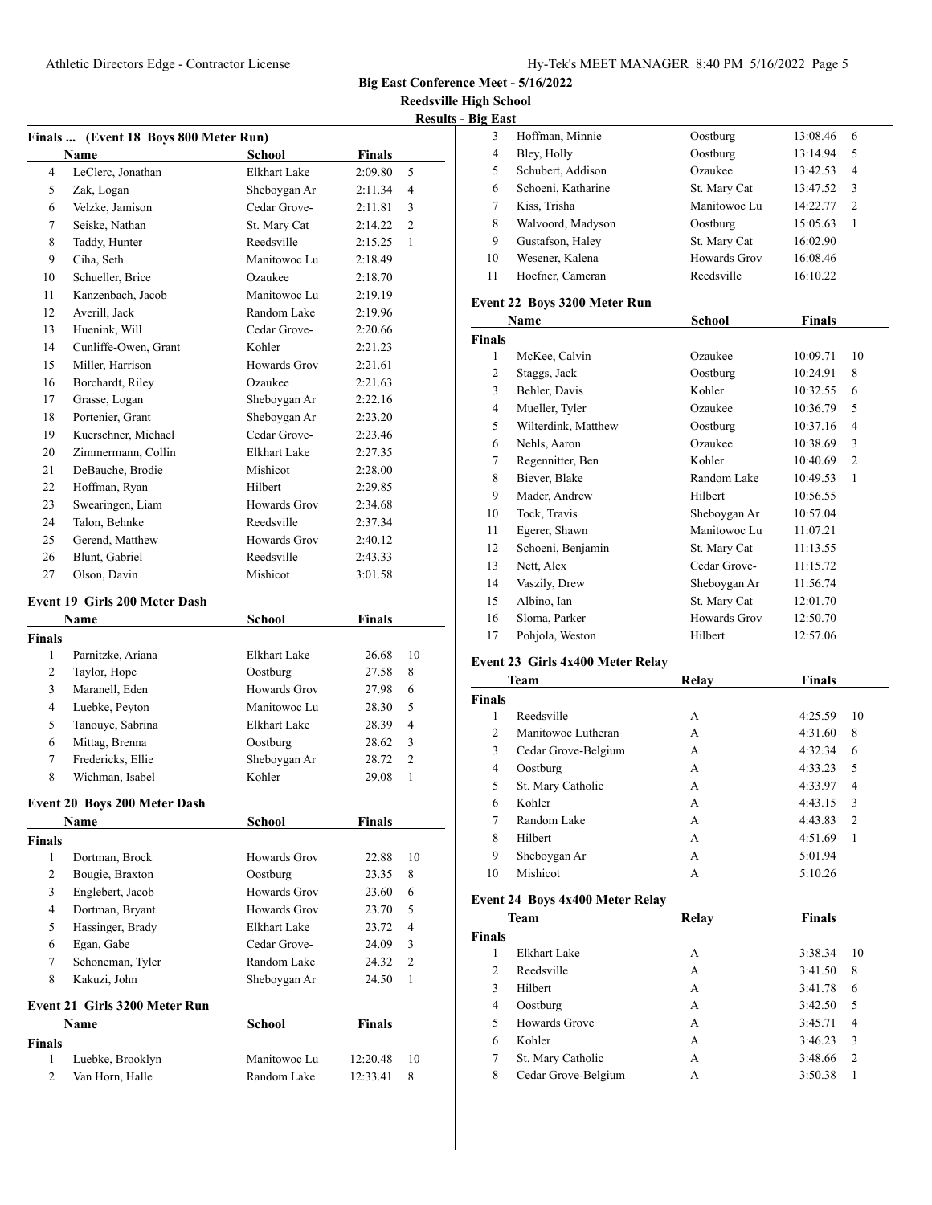## Big East Conference Meet - 5/16/2022

### Reedsville High School

### Results - Big East

#### Finals ... (Event 18 Boys 800 Meter Run)

| | Name | School | Finals | |
|---|---|---|---|---|
| 4 | LeClerc, Jonathan | Elkhart Lake | 2:09.80 | 5 |
| 5 | Zak, Logan | Sheboygan Ar | 2:11.34 | 4 |
| 6 | Velzke, Jamison | Cedar Grove- | 2:11.81 | 3 |
| 7 | Seiske, Nathan | St. Mary Cat | 2:14.22 | 2 |
| 8 | Taddy, Hunter | Reedsville | 2:15.25 | 1 |
| 9 | Ciha, Seth | Manitowoc Lu | 2:18.49 | |
| 10 | Schueller, Brice | Ozaukee | 2:18.70 | |
| 11 | Kanzenbach, Jacob | Manitowoc Lu | 2:19.19 | |
| 12 | Averill, Jack | Random Lake | 2:19.96 | |
| 13 | Huenink, Will | Cedar Grove- | 2:20.66 | |
| 14 | Cunliffe-Owen, Grant | Kohler | 2:21.23 | |
| 15 | Miller, Harrison | Howards Grov | 2:21.61 | |
| 16 | Borchardt, Riley | Ozaukee | 2:21.63 | |
| 17 | Grasse, Logan | Sheboygan Ar | 2:22.16 | |
| 18 | Portenier, Grant | Sheboygan Ar | 2:23.20 | |
| 19 | Kuerschner, Michael | Cedar Grove- | 2:23.46 | |
| 20 | Zimmermann, Collin | Elkhart Lake | 2:27.35 | |
| 21 | DeBauche, Brodie | Mishicot | 2:28.00 | |
| 22 | Hoffman, Ryan | Hilbert | 2:29.85 | |
| 23 | Swearingen, Liam | Howards Grov | 2:34.68 | |
| 24 | Talon, Behnke | Reedsville | 2:37.34 | |
| 25 | Gerend, Matthew | Howards Grov | 2:40.12 | |
| 26 | Blunt, Gabriel | Reedsville | 2:43.33 | |
| 27 | Olson, Davin | Mishicot | 3:01.58 | |

#### Event 19 Girls 200 Meter Dash

| | Name | School | Finals | |
|---|---|---|---|---|
| **Finals** | | | | |
| 1 | Parnitzke, Ariana | Elkhart Lake | 26.68 | 10 |
| 2 | Taylor, Hope | Oostburg | 27.58 | 8 |
| 3 | Maranell, Eden | Howards Grov | 27.98 | 6 |
| 4 | Luebke, Peyton | Manitowoc Lu | 28.30 | 5 |
| 5 | Tanouye, Sabrina | Elkhart Lake | 28.39 | 4 |
| 6 | Mittag, Brenna | Oostburg | 28.62 | 3 |
| 7 | Fredericks, Ellie | Sheboygan Ar | 28.72 | 2 |
| 8 | Wichman, Isabel | Kohler | 29.08 | 1 |

#### Event 20 Boys 200 Meter Dash

| | Name | School | Finals | |
|---|---|---|---|---|
| **Finals** | | | | |
| 1 | Dortman, Brock | Howards Grov | 22.88 | 10 |
| 2 | Bougie, Braxton | Oostburg | 23.35 | 8 |
| 3 | Englebert, Jacob | Howards Grov | 23.60 | 6 |
| 4 | Dortman, Bryant | Howards Grov | 23.70 | 5 |
| 5 | Hassinger, Brady | Elkhart Lake | 23.72 | 4 |
| 6 | Egan, Gabe | Cedar Grove- | 24.09 | 3 |
| 7 | Schoneman, Tyler | Random Lake | 24.32 | 2 |
| 8 | Kakuzi, John | Sheboygan Ar | 24.50 | 1 |

#### Event 21 Girls 3200 Meter Run

| | Name | School | Finals | |
|---|---|---|---|---|
| **Finals** | | | | |
| 1 | Luebke, Brooklyn | Manitowoc Lu | 12:20.48 | 10 |
| 2 | Van Horn, Halle | Random Lake | 12:33.41 | 8 |
| 3 | Hoffman, Minnie | Oostburg | 13:08.46 | 6 |
| 4 | Bley, Holly | Oostburg | 13:14.94 | 5 |
| 5 | Schubert, Addison | Ozaukee | 13:42.53 | 4 |
| 6 | Schoeni, Katharine | St. Mary Cat | 13:47.52 | 3 |
| 7 | Kiss, Trisha | Manitowoc Lu | 14:22.77 | 2 |
| 8 | Walvoord, Madyson | Oostburg | 15:05.63 | 1 |
| 9 | Gustafson, Haley | St. Mary Cat | 16:02.90 | |
| 10 | Wesener, Kalena | Howards Grov | 16:08.46 | |
| 11 | Hoefner, Cameran | Reedsville | 16:10.22 | |

#### Event 22 Boys 3200 Meter Run

| | Name | School | Finals | |
|---|---|---|---|---|
| **Finals** | | | | |
| 1 | McKee, Calvin | Ozaukee | 10:09.71 | 10 |
| 2 | Staggs, Jack | Oostburg | 10:24.91 | 8 |
| 3 | Behler, Davis | Kohler | 10:32.55 | 6 |
| 4 | Mueller, Tyler | Ozaukee | 10:36.79 | 5 |
| 5 | Wilterdink, Matthew | Oostburg | 10:37.16 | 4 |
| 6 | Nehls, Aaron | Ozaukee | 10:38.69 | 3 |
| 7 | Regennitter, Ben | Kohler | 10:40.69 | 2 |
| 8 | Biever, Blake | Random Lake | 10:49.53 | 1 |
| 9 | Mader, Andrew | Hilbert | 10:56.55 | |
| 10 | Tock, Travis | Sheboygan Ar | 10:57.04 | |
| 11 | Egerer, Shawn | Manitowoc Lu | 11:07.21 | |
| 12 | Schoeni, Benjamin | St. Mary Cat | 11:13.55 | |
| 13 | Nett, Alex | Cedar Grove- | 11:15.72 | |
| 14 | Vaszily, Drew | Sheboygan Ar | 11:56.74 | |
| 15 | Albino, Ian | St. Mary Cat | 12:01.70 | |
| 16 | Sloma, Parker | Howards Grov | 12:50.70 | |
| 17 | Pohjola, Weston | Hilbert | 12:57.06 | |

#### Event 23 Girls 4x400 Meter Relay

| | Team | Relay | Finals | |
|---|---|---|---|---|
| **Finals** | | | | |
| 1 | Reedsville | A | 4:25.59 | 10 |
| 2 | Manitowoc Lutheran | A | 4:31.60 | 8 |
| 3 | Cedar Grove-Belgium | A | 4:32.34 | 6 |
| 4 | Oostburg | A | 4:33.23 | 5 |
| 5 | St. Mary Catholic | A | 4:33.97 | 4 |
| 6 | Kohler | A | 4:43.15 | 3 |
| 7 | Random Lake | A | 4:43.83 | 2 |
| 8 | Hilbert | A | 4:51.69 | 1 |
| 9 | Sheboygan Ar | A | 5:01.94 | |
| 10 | Mishicot | A | 5:10.26 | |

#### Event 24 Boys 4x400 Meter Relay

| | Team | Relay | Finals | |
|---|---|---|---|---|
| **Finals** | | | | |
| 1 | Elkhart Lake | A | 3:38.34 | 10 |
| 2 | Reedsville | A | 3:41.50 | 8 |
| 3 | Hilbert | A | 3:41.78 | 6 |
| 4 | Oostburg | A | 3:42.50 | 5 |
| 5 | Howards Grove | A | 3:45.71 | 4 |
| 6 | Kohler | A | 3:46.23 | 3 |
| 7 | St. Mary Catholic | A | 3:48.66 | 2 |
| 8 | Cedar Grove-Belgium | A | 3:50.38 | 1 |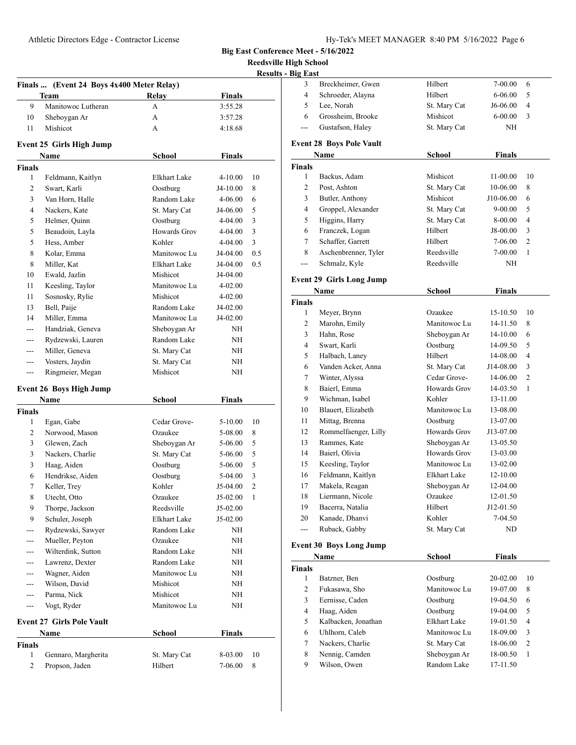**Big East Conference Meet - 5/16/2022**

**Reedsville High School**

**Results - Big East**

### Finals ... (Event 24 Boys 4x400 Meter Relay)

| | Team | Relay | Finals |
|---|---|---|---|
| 9 | Manitowoc Lutheran | A | 3:55.28 |
| 10 | Sheboygan Ar | A | 3:57.28 |
| 11 | Mishicot | A | 4:18.68 |

### Event 25 Girls High Jump

| | Name | School | Finals | |
|---|---|---|---|---|
| **Finals** | | | | |
| 1 | Feldmann, Kaitlyn | Elkhart Lake | 4-10.00 | 10 |
| 2 | Swart, Karli | Oostburg | J4-10.00 | 8 |
| 3 | Van Horn, Halle | Random Lake | 4-06.00 | 6 |
| 4 | Nackers, Kate | St. Mary Cat | J4-06.00 | 5 |
| 5 | Helmer, Quinn | Oostburg | 4-04.00 | 3 |
| 5 | Beaudoin, Layla | Howards Grov | 4-04.00 | 3 |
| 5 | Hess, Amber | Kohler | 4-04.00 | 3 |
| 8 | Kolar, Emma | Manitowoc Lu | J4-04.00 | 0.5 |
| 8 | Miller, Kat | Elkhart Lake | J4-04.00 | 0.5 |
| 10 | Ewald, Jazlin | Mishicot | J4-04.00 | |
| 11 | Keesling, Taylor | Manitowoc Lu | 4-02.00 | |
| 11 | Sosnosky, Rylie | Mishicot | 4-02.00 | |
| 13 | Bell, Paije | Random Lake | J4-02.00 | |
| 14 | Miller, Emma | Manitowoc Lu | J4-02.00 | |
| --- | Handziak, Geneva | Sheboygan Ar | NH | |
| --- | Rydzewski, Lauren | Random Lake | NH | |
| --- | Miller, Geneva | St. Mary Cat | NH | |
| --- | Vosters, Jaydin | St. Mary Cat | NH | |
| --- | Ringmeier, Megan | Mishicot | NH | |

### Event 26 Boys High Jump

| | Name | School | Finals | |
|---|---|---|---|---|
| **Finals** | | | | |
| 1 | Egan, Gabe | Cedar Grove- | 5-10.00 | 10 |
| 2 | Norwood, Mason | Ozaukee | 5-08.00 | 8 |
| 3 | Glewen, Zach | Sheboygan Ar | 5-06.00 | 5 |
| 3 | Nackers, Charlie | St. Mary Cat | 5-06.00 | 5 |
| 3 | Haag, Aiden | Oostburg | 5-06.00 | 5 |
| 6 | Hendrikse, Aiden | Oostburg | 5-04.00 | 3 |
| 7 | Keller, Trey | Kohler | J5-04.00 | 2 |
| 8 | Utecht, Otto | Ozaukee | J5-02.00 | 1 |
| 9 | Thorpe, Jackson | Reedsville | J5-02.00 | |
| 9 | Schuler, Joseph | Elkhart Lake | J5-02.00 | |
| --- | Rydzewski, Sawyer | Random Lake | NH | |
| --- | Mueller, Peyton | Ozaukee | NH | |
| --- | Wilterdink, Sutton | Random Lake | NH | |
| --- | Lawrenz, Dexter | Random Lake | NH | |
| --- | Wagner, Aiden | Manitowoc Lu | NH | |
| --- | Wilson, David | Mishicot | NH | |
| --- | Parma, Nick | Mishicot | NH | |
| --- | Vogt, Ryder | Manitowoc Lu | NH | |

### Event 27 Girls Pole Vault

| | Name | School | Finals | |
|---|---|---|---|---|
| **Finals** | | | | |
| 1 | Gennaro, Margherita | St. Mary Cat | 8-03.00 | 10 |
| 2 | Propson, Jaden | Hilbert | 7-06.00 | 8 |
| 3 | Breckheimer, Gwen | Hilbert | 7-00.00 | 6 |
| 4 | Schroeder, Alayna | Hilbert | 6-06.00 | 5 |
| 5 | Lee, Norah | St. Mary Cat | J6-06.00 | 4 |
| 6 | Grossheim, Brooke | Mishicot | 6-00.00 | 3 |
| --- | Gustafson, Haley | St. Mary Cat | NH | |

### Event 28 Boys Pole Vault

| | Name | School | Finals | |
|---|---|---|---|---|
| **Finals** | | | | |
| 1 | Backus, Adam | Mishicot | 11-00.00 | 10 |
| 2 | Post, Ashton | St. Mary Cat | 10-06.00 | 8 |
| 3 | Butler, Anthony | Mishicot | J10-06.00 | 6 |
| 4 | Groppel, Alexander | St. Mary Cat | 9-00.00 | 5 |
| 5 | Higgins, Harry | St. Mary Cat | 8-00.00 | 4 |
| 6 | Franczek, Logan | Hilbert | J8-00.00 | 3 |
| 7 | Schaffer, Garrett | Hilbert | 7-06.00 | 2 |
| 8 | Aschenbrenner, Tyler | Reedsville | 7-00.00 | 1 |
| --- | Schmalz, Kyle | Reedsville | NH | |

### Event 29 Girls Long Jump

| | Name | School | Finals | |
|---|---|---|---|---|
| **Finals** | | | | |
| 1 | Meyer, Brynn | Ozaukee | 15-10.50 | 10 |
| 2 | Marohn, Emily | Manitowoc Lu | 14-11.50 | 8 |
| 3 | Hahn, Rose | Sheboygan Ar | 14-10.00 | 6 |
| 4 | Swart, Karli | Oostburg | 14-09.50 | 5 |
| 5 | Halbach, Laney | Hilbert | 14-08.00 | 4 |
| 6 | Vanden Acker, Anna | St. Mary Cat | J14-08.00 | 3 |
| 7 | Winter, Alyssa | Cedar Grove- | 14-06.00 | 2 |
| 8 | Baierl, Emma | Howards Grov | 14-03.50 | 1 |
| 9 | Wichman, Isabel | Kohler | 13-11.00 | |
| 10 | Blauert, Elizabeth | Manitowoc Lu | 13-08.00 | |
| 11 | Mittag, Brenna | Oostburg | 13-07.00 | |
| 12 | Rommelfaenger, Lilly | Howards Grov | J13-07.00 | |
| 13 | Rammes, Kate | Sheboygan Ar | 13-05.50 | |
| 14 | Baierl, Olivia | Howards Grov | 13-03.00 | |
| 15 | Keesling, Taylor | Manitowoc Lu | 13-02.00 | |
| 16 | Feldmann, Kaitlyn | Elkhart Lake | 12-10.00 | |
| 17 | Makela, Reagan | Sheboygan Ar | 12-04.00 | |
| 18 | Liermann, Nicole | Ozaukee | 12-01.50 | |
| 19 | Bacerra, Natalia | Hilbert | J12-01.50 | |
| 20 | Kanade, Dhanvi | Kohler | 7-04.50 | |
| --- | Ruback, Gabby | St. Mary Cat | ND | |

### Event 30 Boys Long Jump

| | Name | School | Finals | |
|---|---|---|---|---|
| **Finals** | | | | |
| 1 | Batzner, Ben | Oostburg | 20-02.00 | 10 |
| 2 | Fukasawa, Sho | Manitowoc Lu | 19-07.00 | 8 |
| 3 | Eernisse, Caden | Oostburg | 19-04.50 | 6 |
| 4 | Haag, Aiden | Oostburg | 19-04.00 | 5 |
| 5 | Kalbacken, Jonathan | Elkhart Lake | 19-01.50 | 4 |
| 6 | Uhlhorn, Caleb | Manitowoc Lu | 18-09.00 | 3 |
| 7 | Nackers, Charlie | St. Mary Cat | 18-06.00 | 2 |
| 8 | Nennig, Camden | Sheboygan Ar | 18-00.50 | 1 |
| 9 | Wilson, Owen | Random Lake | 17-11.50 | |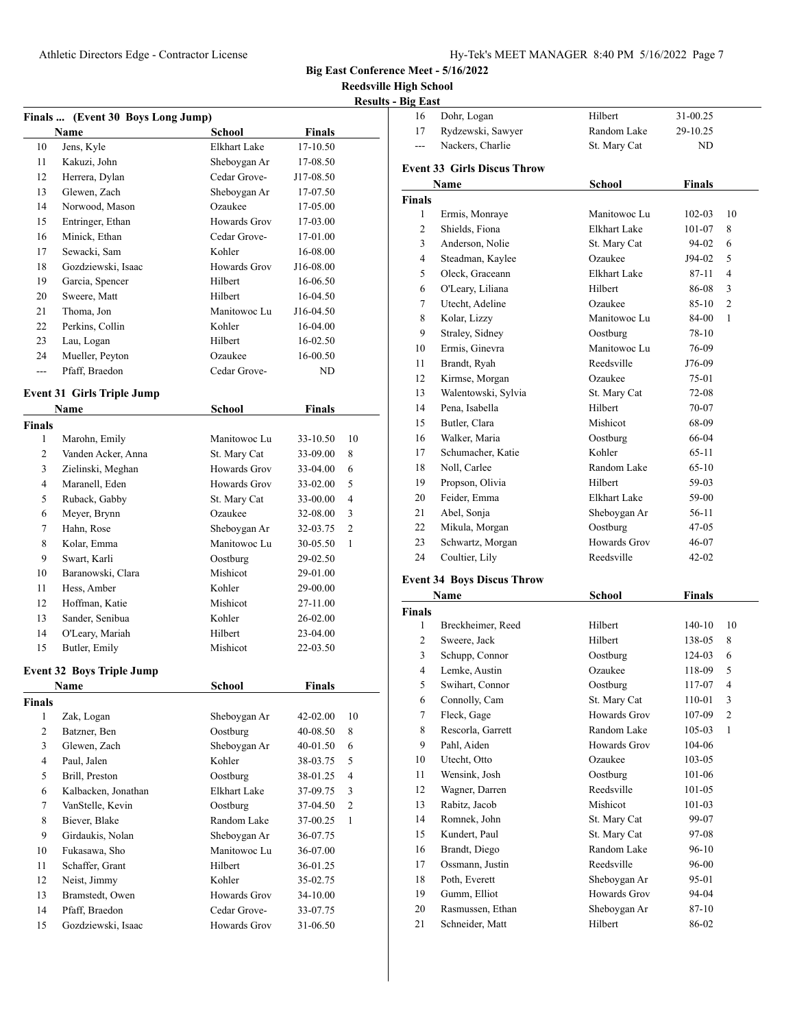**Big East Conference Meet - 5/16/2022**
**Reedsville High School**
**Results - Big East**

### Finals ... (Event 30 Boys Long Jump)

| | Name | School | Finals |
|---|---|---|---|
| 10 | Jens, Kyle | Elkhart Lake | 17-10.50 |
| 11 | Kakuzi, John | Sheboygan Ar | 17-08.50 |
| 12 | Herrera, Dylan | Cedar Grove- | J17-08.50 |
| 13 | Glewen, Zach | Sheboygan Ar | 17-07.50 |
| 14 | Norwood, Mason | Ozaukee | 17-05.00 |
| 15 | Entringer, Ethan | Howards Grov | 17-03.00 |
| 16 | Minick, Ethan | Cedar Grove- | 17-01.00 |
| 17 | Sewacki, Sam | Kohler | 16-08.00 |
| 18 | Gozdziewski, Isaac | Howards Grov | J16-08.00 |
| 19 | Garcia, Spencer | Hilbert | 16-06.50 |
| 20 | Sweere, Matt | Hilbert | 16-04.50 |
| 21 | Thoma, Jon | Manitowoc Lu | J16-04.50 |
| 22 | Perkins, Collin | Kohler | 16-04.00 |
| 23 | Lau, Logan | Hilbert | 16-02.50 |
| 24 | Mueller, Peyton | Ozaukee | 16-00.50 |
| --- | Pfaff, Braedon | Cedar Grove- | ND |

### Event 31 Girls Triple Jump

| | Name | School | Finals | |
|---|---|---|---|---|
| **Finals** | | | | |
| 1 | Marohn, Emily | Manitowoc Lu | 33-10.50 | 10 |
| 2 | Vanden Acker, Anna | St. Mary Cat | 33-09.00 | 8 |
| 3 | Zielinski, Meghan | Howards Grov | 33-04.00 | 6 |
| 4 | Maranell, Eden | Howards Grov | 33-02.00 | 5 |
| 5 | Ruback, Gabby | St. Mary Cat | 33-00.00 | 4 |
| 6 | Meyer, Brynn | Ozaukee | 32-08.00 | 3 |
| 7 | Hahn, Rose | Sheboygan Ar | 32-03.75 | 2 |
| 8 | Kolar, Emma | Manitowoc Lu | 30-05.50 | 1 |
| 9 | Swart, Karli | Oostburg | 29-02.50 | |
| 10 | Baranowski, Clara | Mishicot | 29-01.00 | |
| 11 | Hess, Amber | Kohler | 29-00.00 | |
| 12 | Hoffman, Katie | Mishicot | 27-11.00 | |
| 13 | Sander, Senibua | Kohler | 26-02.00 | |
| 14 | O'Leary, Mariah | Hilbert | 23-04.00 | |
| 15 | Butler, Emily | Mishicot | 22-03.50 | |

### Event 32 Boys Triple Jump

| | Name | School | Finals | |
|---|---|---|---|---|
| **Finals** | | | | |
| 1 | Zak, Logan | Sheboygan Ar | 42-02.00 | 10 |
| 2 | Batzner, Ben | Oostburg | 40-08.50 | 8 |
| 3 | Glewen, Zach | Sheboygan Ar | 40-01.50 | 6 |
| 4 | Paul, Jalen | Kohler | 38-03.75 | 5 |
| 5 | Brill, Preston | Oostburg | 38-01.25 | 4 |
| 6 | Kalbacken, Jonathan | Elkhart Lake | 37-09.75 | 3 |
| 7 | VanStelle, Kevin | Oostburg | 37-04.50 | 2 |
| 8 | Biever, Blake | Random Lake | 37-00.25 | 1 |
| 9 | Girdaukis, Nolan | Sheboygan Ar | 36-07.75 | |
| 10 | Fukasawa, Sho | Manitowoc Lu | 36-07.00 | |
| 11 | Schaffer, Grant | Hilbert | 36-01.25 | |
| 12 | Neist, Jimmy | Kohler | 35-02.75 | |
| 13 | Bramstedt, Owen | Howards Grov | 34-10.00 | |
| 14 | Pfaff, Braedon | Cedar Grove- | 33-07.75 | |
| 15 | Gozdziewski, Isaac | Howards Grov | 31-06.50 | |
| 16 | Dohr, Logan | Hilbert | 31-00.25 | |
| 17 | Rydzewski, Sawyer | Random Lake | 29-10.25 | |
| --- | Nackers, Charlie | St. Mary Cat | ND | |

### Event 33 Girls Discus Throw

| | Name | School | Finals | |
|---|---|---|---|---|
| **Finals** | | | | |
| 1 | Ermis, Monraye | Manitowoc Lu | 102-03 | 10 |
| 2 | Shields, Fiona | Elkhart Lake | 101-07 | 8 |
| 3 | Anderson, Nolie | St. Mary Cat | 94-02 | 6 |
| 4 | Steadman, Kaylee | Ozaukee | J94-02 | 5 |
| 5 | Oleck, Graceann | Elkhart Lake | 87-11 | 4 |
| 6 | O'Leary, Liliana | Hilbert | 86-08 | 3 |
| 7 | Utecht, Adeline | Ozaukee | 85-10 | 2 |
| 8 | Kolar, Lizzy | Manitowoc Lu | 84-00 | 1 |
| 9 | Straley, Sidney | Oostburg | 78-10 | |
| 10 | Ermis, Ginevra | Manitowoc Lu | 76-09 | |
| 11 | Brandt, Ryah | Reedsville | J76-09 | |
| 12 | Kirmse, Morgan | Ozaukee | 75-01 | |
| 13 | Walentowski, Sylvia | St. Mary Cat | 72-08 | |
| 14 | Pena, Isabella | Hilbert | 70-07 | |
| 15 | Butler, Clara | Mishicot | 68-09 | |
| 16 | Walker, Maria | Oostburg | 66-04 | |
| 17 | Schumacher, Katie | Kohler | 65-11 | |
| 18 | Noll, Carlee | Random Lake | 65-10 | |
| 19 | Propson, Olivia | Hilbert | 59-03 | |
| 20 | Feider, Emma | Elkhart Lake | 59-00 | |
| 21 | Abel, Sonja | Sheboygan Ar | 56-11 | |
| 22 | Mikula, Morgan | Oostburg | 47-05 | |
| 23 | Schwartz, Morgan | Howards Grov | 46-07 | |
| 24 | Coultier, Lily | Reedsville | 42-02 | |

### Event 34 Boys Discus Throw

| | Name | School | Finals | |
|---|---|---|---|---|
| **Finals** | | | | |
| 1 | Breckheimer, Reed | Hilbert | 140-10 | 10 |
| 2 | Sweere, Jack | Hilbert | 138-05 | 8 |
| 3 | Schupp, Connor | Oostburg | 124-03 | 6 |
| 4 | Lemke, Austin | Ozaukee | 118-09 | 5 |
| 5 | Swihart, Connor | Oostburg | 117-07 | 4 |
| 6 | Connolly, Cam | St. Mary Cat | 110-01 | 3 |
| 7 | Fleck, Gage | Howards Grov | 107-09 | 2 |
| 8 | Rescorla, Garrett | Random Lake | 105-03 | 1 |
| 9 | Pahl, Aiden | Howards Grov | 104-06 | |
| 10 | Utecht, Otto | Ozaukee | 103-05 | |
| 11 | Wensink, Josh | Oostburg | 101-06 | |
| 12 | Wagner, Darren | Reedsville | 101-05 | |
| 13 | Rabitz, Jacob | Mishicot | 101-03 | |
| 14 | Romnek, John | St. Mary Cat | 99-07 | |
| 15 | Kundert, Paul | St. Mary Cat | 97-08 | |
| 16 | Brandt, Diego | Random Lake | 96-10 | |
| 17 | Ossmann, Justin | Reedsville | 96-00 | |
| 18 | Poth, Everett | Sheboygan Ar | 95-01 | |
| 19 | Gumm, Elliot | Howards Grov | 94-04 | |
| 20 | Rasmussen, Ethan | Sheboygan Ar | 87-10 | |
| 21 | Schneider, Matt | Hilbert | 86-02 | |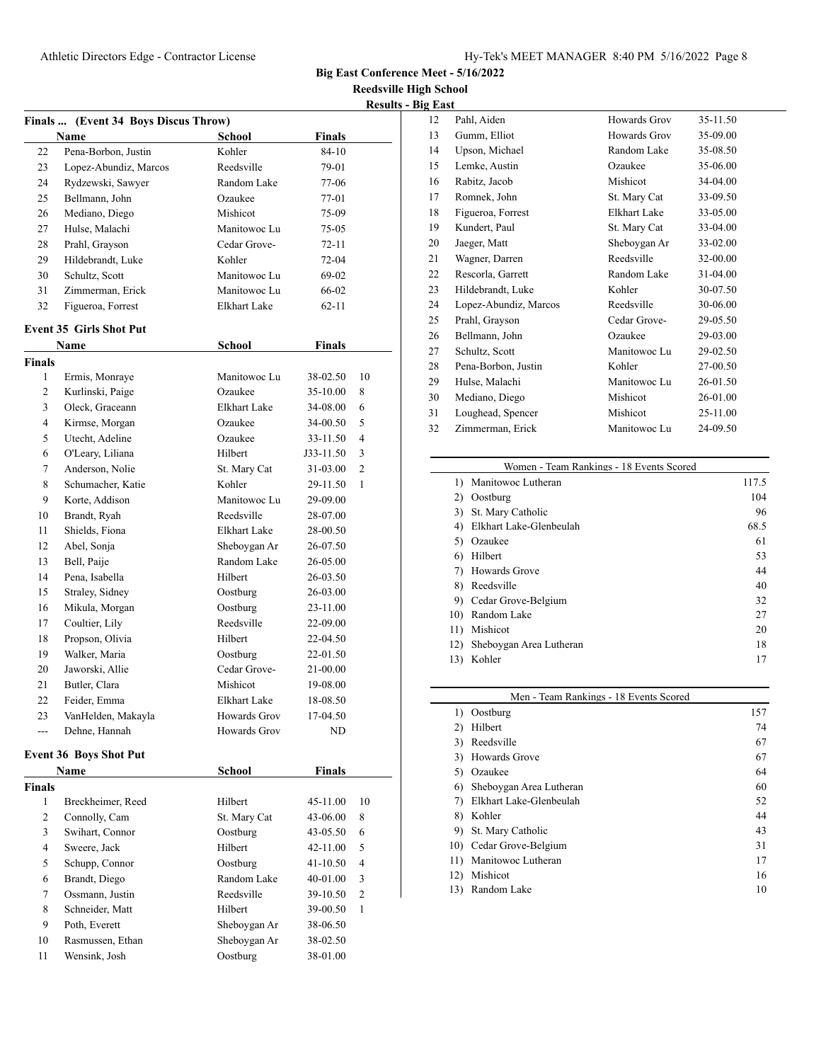**Big East Conference Meet - 5/16/2022**
**Reedsville High School**
**Results - Big East**

### Finals ... (Event 34 Boys Discus Throw)

| | Name | School | Finals |
|---|---|---|---|
| 22 | Pena-Borbon, Justin | Kohler | 84-10 |
| 23 | Lopez-Abundiz, Marcos | Reedsville | 79-01 |
| 24 | Rydzewski, Sawyer | Random Lake | 77-06 |
| 25 | Bellmann, John | Ozaukee | 77-01 |
| 26 | Mediano, Diego | Mishicot | 75-09 |
| 27 | Hulse, Malachi | Manitowoc Lu | 75-05 |
| 28 | Prahl, Grayson | Cedar Grove- | 72-11 |
| 29 | Hildebrandt, Luke | Kohler | 72-04 |
| 30 | Schultz, Scott | Manitowoc Lu | 69-02 |
| 31 | Zimmerman, Erick | Manitowoc Lu | 66-02 |
| 32 | Figueroa, Forrest | Elkhart Lake | 62-11 |

### Event 35 Girls Shot Put

| | Name | School | Finals | |
|---|---|---|---|---|
| **Finals** | | | | |
| 1 | Ermis, Monraye | Manitowoc Lu | 38-02.50 | 10 |
| 2 | Kurlinski, Paige | Ozaukee | 35-10.00 | 8 |
| 3 | Oleck, Graceann | Elkhart Lake | 34-08.00 | 6 |
| 4 | Kirmse, Morgan | Ozaukee | 34-00.50 | 5 |
| 5 | Utecht, Adeline | Ozaukee | 33-11.50 | 4 |
| 6 | O'Leary, Liliana | Hilbert | J33-11.50 | 3 |
| 7 | Anderson, Nolie | St. Mary Cat | 31-03.00 | 2 |
| 8 | Schumacher, Katie | Kohler | 29-11.50 | 1 |
| 9 | Korte, Addison | Manitowoc Lu | 29-09.00 | |
| 10 | Brandt, Ryah | Reedsville | 28-07.00 | |
| 11 | Shields, Fiona | Elkhart Lake | 28-00.50 | |
| 12 | Abel, Sonja | Sheboygan Ar | 26-07.50 | |
| 13 | Bell, Paije | Random Lake | 26-05.00 | |
| 14 | Pena, Isabella | Hilbert | 26-03.50 | |
| 15 | Straley, Sidney | Oostburg | 26-03.00 | |
| 16 | Mikula, Morgan | Oostburg | 23-11.00 | |
| 17 | Coultier, Lily | Reedsville | 22-09.00 | |
| 18 | Propson, Olivia | Hilbert | 22-04.50 | |
| 19 | Walker, Maria | Oostburg | 22-01.50 | |
| 20 | Jaworski, Allie | Cedar Grove- | 21-00.00 | |
| 21 | Butler, Clara | Mishicot | 19-08.00 | |
| 22 | Feider, Emma | Elkhart Lake | 18-08.50 | |
| 23 | VanHelden, Makayla | Howards Grov | 17-04.50 | |
| --- | Dehne, Hannah | Howards Grov | ND | |

### Event 36 Boys Shot Put

| | Name | School | Finals | |
|---|---|---|---|---|
| **Finals** | | | | |
| 1 | Breckheimer, Reed | Hilbert | 45-11.00 | 10 |
| 2 | Connolly, Cam | St. Mary Cat | 43-06.00 | 8 |
| 3 | Swihart, Connor | Oostburg | 43-05.50 | 6 |
| 4 | Sweere, Jack | Hilbert | 42-11.00 | 5 |
| 5 | Schupp, Connor | Oostburg | 41-10.50 | 4 |
| 6 | Brandt, Diego | Random Lake | 40-01.00 | 3 |
| 7 | Ossmann, Justin | Reedsville | 39-10.50 | 2 |
| 8 | Schneider, Matt | Hilbert | 39-00.50 | 1 |
| 9 | Poth, Everett | Sheboygan Ar | 38-06.50 | |
| 10 | Rasmussen, Ethan | Sheboygan Ar | 38-02.50 | |
| 11 | Wensink, Josh | Oostburg | 38-01.00 | |
| 12 | Pahl, Aiden | Howards Grov | 35-11.50 | |
| 13 | Gumm, Elliot | Howards Grov | 35-09.00 | |
| 14 | Upson, Michael | Random Lake | 35-08.50 | |
| 15 | Lemke, Austin | Ozaukee | 35-06.00 | |
| 16 | Rabitz, Jacob | Mishicot | 34-04.00 | |
| 17 | Romnek, John | St. Mary Cat | 33-09.50 | |
| 18 | Figueroa, Forrest | Elkhart Lake | 33-05.00 | |
| 19 | Kundert, Paul | St. Mary Cat | 33-04.00 | |
| 20 | Jaeger, Matt | Sheboygan Ar | 33-02.00 | |
| 21 | Wagner, Darren | Reedsville | 32-00.00 | |
| 22 | Rescorla, Garrett | Random Lake | 31-04.00 | |
| 23 | Hildebrandt, Luke | Kohler | 30-07.50 | |
| 24 | Lopez-Abundiz, Marcos | Reedsville | 30-06.00 | |
| 25 | Prahl, Grayson | Cedar Grove- | 29-05.50 | |
| 26 | Bellmann, John | Ozaukee | 29-03.00 | |
| 27 | Schultz, Scott | Manitowoc Lu | 29-02.50 | |
| 28 | Pena-Borbon, Justin | Kohler | 27-00.50 | |
| 29 | Hulse, Malachi | Manitowoc Lu | 26-01.50 | |
| 30 | Mediano, Diego | Mishicot | 26-01.00 | |
| 31 | Loughead, Spencer | Mishicot | 25-11.00 | |
| 32 | Zimmerman, Erick | Manitowoc Lu | 24-09.50 | |

### Women - Team Rankings - 18 Events Scored

| | | |
|---|---|---|
| 1) | Manitowoc Lutheran | 117.5 |
| 2) | Oostburg | 104 |
| 3) | St. Mary Catholic | 96 |
| 4) | Elkhart Lake-Glenbeulah | 68.5 |
| 5) | Ozaukee | 61 |
| 6) | Hilbert | 53 |
| 7) | Howards Grove | 44 |
| 8) | Reedsville | 40 |
| 9) | Cedar Grove-Belgium | 32 |
| 10) | Random Lake | 27 |
| 11) | Mishicot | 20 |
| 12) | Sheboygan Area Lutheran | 18 |
| 13) | Kohler | 17 |

### Men - Team Rankings - 18 Events Scored

| | | |
|---|---|---|
| 1) | Oostburg | 157 |
| 2) | Hilbert | 74 |
| 3) | Reedsville | 67 |
| 3) | Howards Grove | 67 |
| 5) | Ozaukee | 64 |
| 6) | Sheboygan Area Lutheran | 60 |
| 7) | Elkhart Lake-Glenbeulah | 52 |
| 8) | Kohler | 44 |
| 9) | St. Mary Catholic | 43 |
| 10) | Cedar Grove-Belgium | 31 |
| 11) | Manitowoc Lutheran | 17 |
| 12) | Mishicot | 16 |
| 13) | Random Lake | 10 |